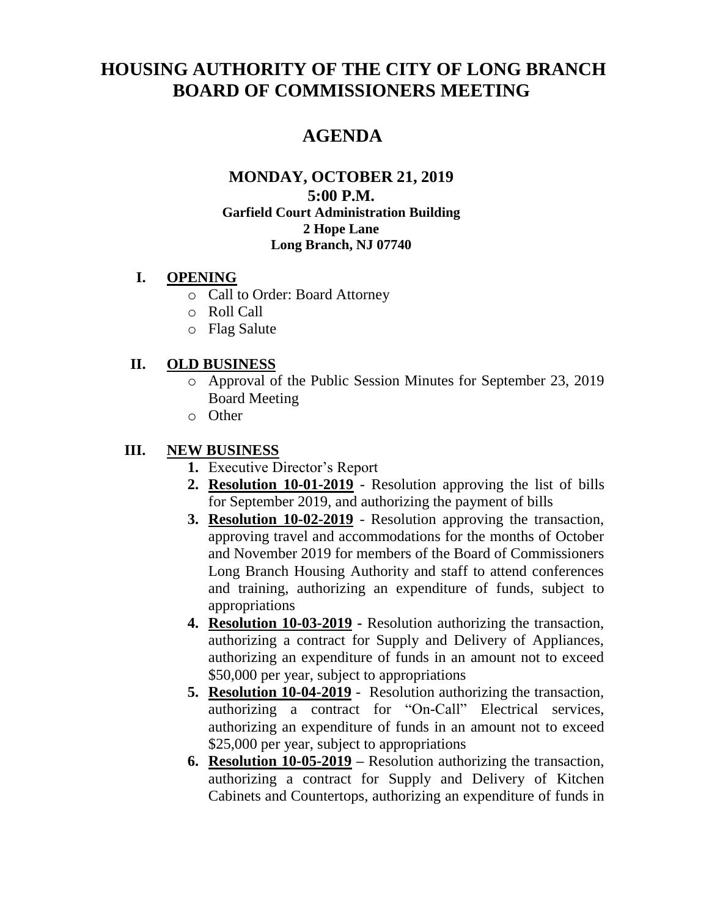# HOUSING AUTHORITY OF THE CITY OF LONG BRANCH BOARD OF COMMISSIONERS MEETING

## AGENDA

### MONDAY, OCTOBER 21, 2019
### 5:00 P.M.

**Garfield Court Administration Building**
**2 Hope Lane**
**Long Branch, NJ 07740**

## I. OPENING

- Call to Order: Board Attorney
- Roll Call
- Flag Salute

## II. OLD BUSINESS

- Approval of the Public Session Minutes for September 23, 2019 Board Meeting
- Other

## III. NEW BUSINESS

1. Executive Director's Report
2. **Resolution 10-01-2019** - Resolution approving the list of bills for September 2019, and authorizing the payment of bills
3. **Resolution 10-02-2019** - Resolution approving the transaction, approving travel and accommodations for the months of October and November 2019 for members of the Board of Commissioners Long Branch Housing Authority and staff to attend conferences and training, authorizing an expenditure of funds, subject to appropriations
4. **Resolution 10-03-2019** - Resolution authorizing the transaction, authorizing a contract for Supply and Delivery of Appliances, authorizing an expenditure of funds in an amount not to exceed $50,000 per year, subject to appropriations
5. **Resolution 10-04-2019** - Resolution authorizing the transaction, authorizing a contract for "On-Call" Electrical services, authorizing an expenditure of funds in an amount not to exceed $25,000 per year, subject to appropriations
6. **Resolution 10-05-2019** – Resolution authorizing the transaction, authorizing a contract for Supply and Delivery of Kitchen Cabinets and Countertops, authorizing an expenditure of funds in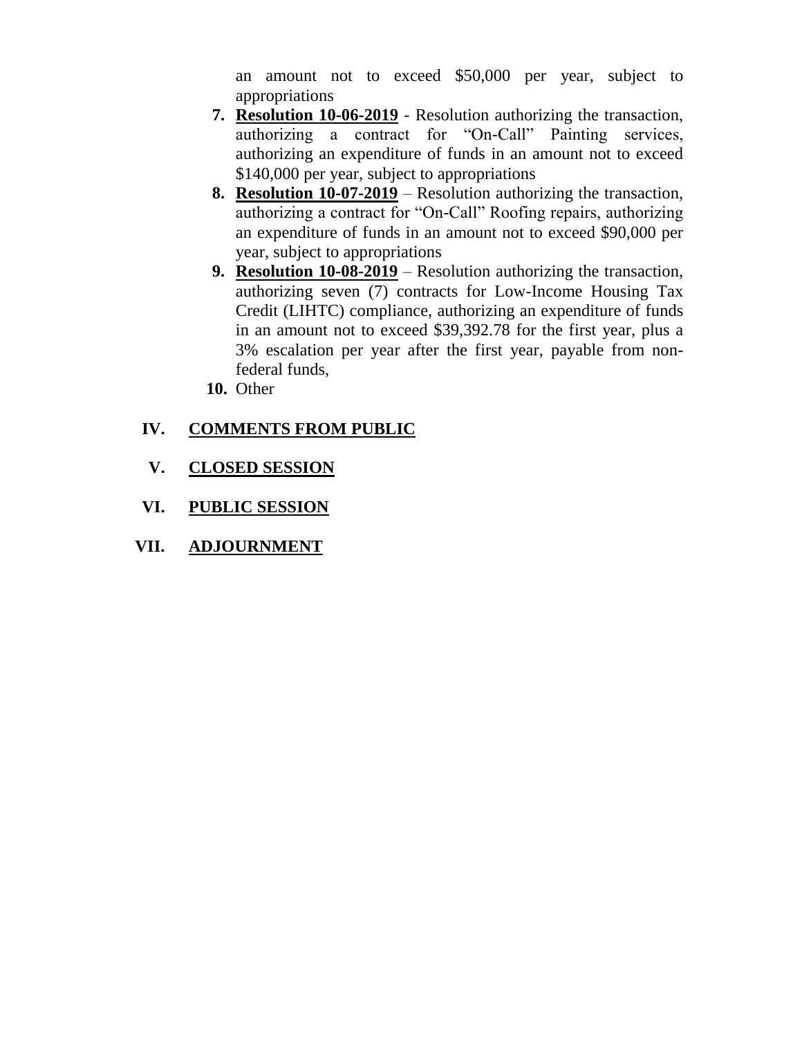an amount not to exceed $50,000 per year, subject to appropriations

7. **Resolution 10-06-2019** - Resolution authorizing the transaction, authorizing a contract for “On-Call” Painting services, authorizing an expenditure of funds in an amount not to exceed $140,000 per year, subject to appropriations
8. **Resolution 10-07-2019** – Resolution authorizing the transaction, authorizing a contract for “On-Call” Roofing repairs, authorizing an expenditure of funds in an amount not to exceed $90,000 per year, subject to appropriations
9. **Resolution 10-08-2019** – Resolution authorizing the transaction, authorizing seven (7) contracts for Low-Income Housing Tax Credit (LIHTC) compliance, authorizing an expenditure of funds in an amount not to exceed $39,392.78 for the first year, plus a 3% escalation per year after the first year, payable from non-federal funds,
10. Other

**IV. COMMENTS FROM PUBLIC**

**V. CLOSED SESSION**

**VI. PUBLIC SESSION**

**VII. ADJOURNMENT**